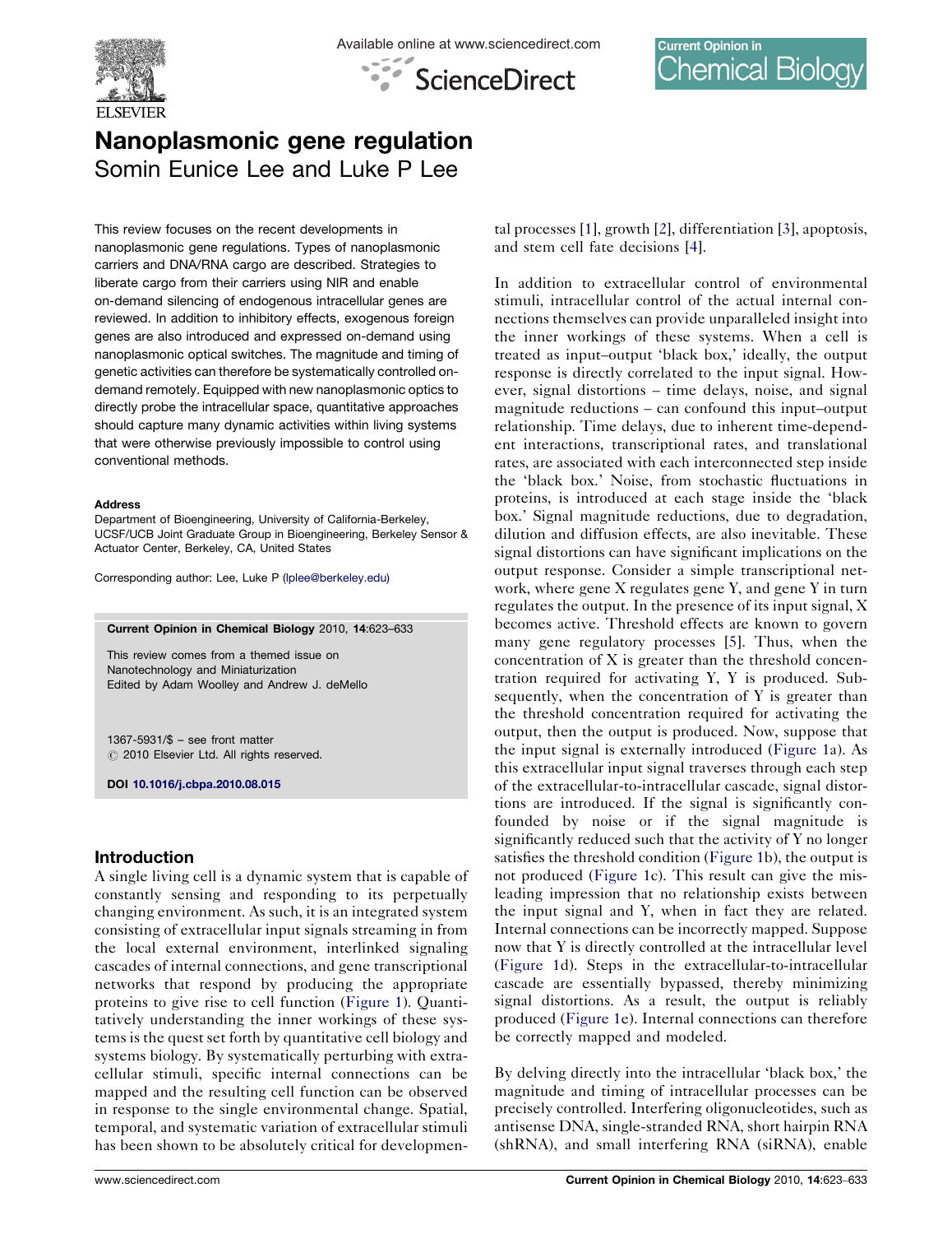# Nanoplasmonic gene regulation

Somin Eunice Lee and Luke P Lee

This review focuses on the recent developments in nanoplasmonic gene regulations. Types of nanoplasmonic carriers and DNA/RNA cargo are described. Strategies to liberate cargo from their carriers using NIR and enable on-demand silencing of endogenous intracellular genes are reviewed. In addition to inhibitory effects, exogenous foreign genes are also introduced and expressed on-demand using nanoplasmonic optical switches. The magnitude and timing of genetic activities can therefore be systematically controlled on-demand remotely. Equipped with new nanoplasmonic optics to directly probe the intracellular space, quantitative approaches should capture many dynamic activities within living systems that were otherwise previously impossible to control using conventional methods.

**Address**

Department of Bioengineering, University of California-Berkeley, UCSF/UCB Joint Graduate Group in Bioengineering, Berkeley Sensor & Actuator Center, Berkeley, CA, United States

Corresponding author: Lee, Luke P (lplee@berkeley.edu)

**Current Opinion in Chemical Biology** 2010, **14**:623–633

This review comes from a themed issue on Nanotechnology and Miniaturization
Edited by Adam Woolley and Andrew J. deMello

1367-5931/$ – see front matter
© 2010 Elsevier Ltd. All rights reserved.

**DOI** 10.1016/j.cbpa.2010.08.015

## Introduction

A single living cell is a dynamic system that is capable of constantly sensing and responding to its perpetually changing environment. As such, it is an integrated system consisting of extracellular input signals streaming in from the local external environment, interlinked signaling cascades of internal connections, and gene transcriptional networks that respond by producing the appropriate proteins to give rise to cell function (Figure 1). Quantitatively understanding the inner workings of these systems is the quest set forth by quantitative cell biology and systems biology. By systematically perturbing with extracellular stimuli, specific internal connections can be mapped and the resulting cell function can be observed in response to the single environmental change. Spatial, temporal, and systematic variation of extracellular stimuli has been shown to be absolutely critical for developmental processes [1], growth [2], differentiation [3], apoptosis, and stem cell fate decisions [4].

In addition to extracellular control of environmental stimuli, intracellular control of the actual internal connections themselves can provide unparalleled insight into the inner workings of these systems. When a cell is treated as input–output 'black box,' ideally, the output response is directly correlated to the input signal. However, signal distortions – time delays, noise, and signal magnitude reductions – can confound this input–output relationship. Time delays, due to inherent time-dependent interactions, transcriptional rates, and translational rates, are associated with each interconnected step inside the 'black box.' Noise, from stochastic fluctuations in proteins, is introduced at each stage inside the 'black box.' Signal magnitude reductions, due to degradation, dilution and diffusion effects, are also inevitable. These signal distortions can have significant implications on the output response. Consider a simple transcriptional network, where gene X regulates gene Y, and gene Y in turn regulates the output. In the presence of its input signal, X becomes active. Threshold effects are known to govern many gene regulatory processes [5]. Thus, when the concentration of X is greater than the threshold concentration required for activating Y, Y is produced. Subsequently, when the concentration of Y is greater than the threshold concentration required for activating the output, then the output is produced. Now, suppose that the input signal is externally introduced (Figure 1a). As this extracellular input signal traverses through each step of the extracellular-to-intracellular cascade, signal distortions are introduced. If the signal is significantly confounded by noise or if the signal magnitude is significantly reduced such that the activity of Y no longer satisfies the threshold condition (Figure 1b), the output is not produced (Figure 1c). This result can give the misleading impression that no relationship exists between the input signal and Y, when in fact they are related. Internal connections can be incorrectly mapped. Suppose now that Y is directly controlled at the intracellular level (Figure 1d). Steps in the extracellular-to-intracellular cascade are essentially bypassed, thereby minimizing signal distortions. As a result, the output is reliably produced (Figure 1e). Internal connections can therefore be correctly mapped and modeled.

By delving directly into the intracellular 'black box,' the magnitude and timing of intracellular processes can be precisely controlled. Interfering oligonucleotides, such as antisense DNA, single-stranded RNA, short hairpin RNA (shRNA), and small interfering RNA (siRNA), enable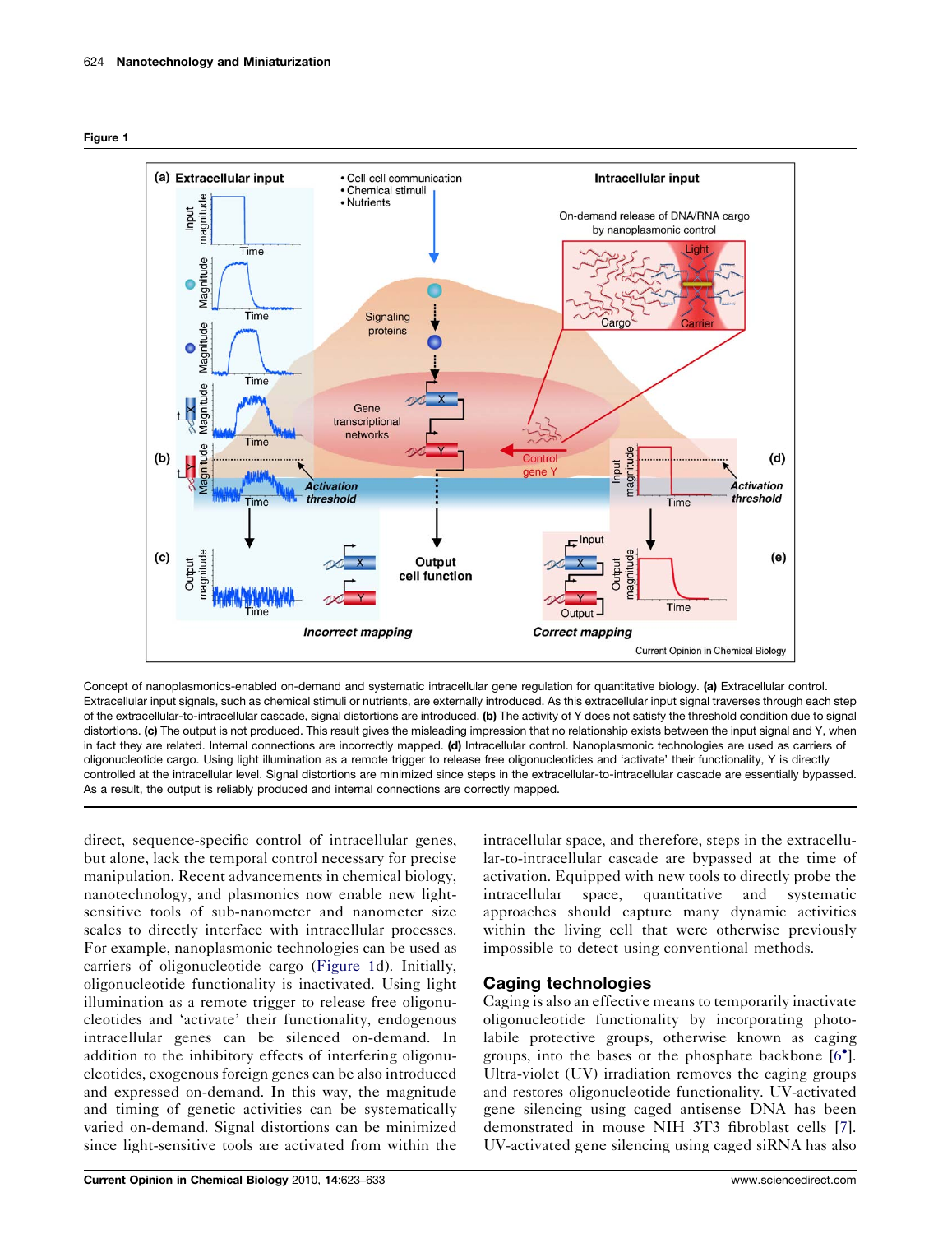Figure 1

(a) Extracellular input

• Cell-cell communication
• Chemical stimuli
• Nutrients

Intracellular input

On-demand release of DNA/RNA cargo by nanoplasmonic control

Light

Cargo

Carrier

Input magnitude

Time

Magnitude

Time

Signaling proteins

Magnitude

Time

Gene transcriptional networks

Magnitude

Time

(b)

Magnitude

Time

Activation threshold

Control gene Y

Input magnitude

Time

(d)

Activation threshold

(c)

Output magnitude

Time

Output cell function

Input

Output

Output magnitude

Time

(e)

Incorrect mapping

Correct mapping

Current Opinion in Chemical Biology

Concept of nanoplasmonics-enabled on-demand and systematic intracellular gene regulation for quantitative biology. **(a)** Extracellular control. Extracellular input signals, such as chemical stimuli or nutrients, are externally introduced. As this extracellular input signal traverses through each step of the extracellular-to-intracellular cascade, signal distortions are introduced. **(b)** The activity of Y does not satisfy the threshold condition due to signal distortions. **(c)** The output is not produced. This result gives the misleading impression that no relationship exists between the input signal and Y, when in fact they are related. Internal connections are incorrectly mapped. **(d)** Intracellular control. Nanoplasmonic technologies are used as carriers of oligonucleotide cargo. Using light illumination as a remote trigger to release free oligonucleotides and 'activate' their functionality, Y is directly controlled at the intracellular level. Signal distortions are minimized since steps in the extracellular-to-intracellular cascade are essentially bypassed. As a result, the output is reliably produced and internal connections are correctly mapped.

direct, sequence-specific control of intracellular genes, but alone, lack the temporal control necessary for precise manipulation. Recent advancements in chemical biology, nanotechnology, and plasmonics now enable new light-sensitive tools of sub-nanometer and nanometer size scales to directly interface with intracellular processes. For example, nanoplasmonic technologies can be used as carriers of oligonucleotide cargo (Figure 1d). Initially, oligonucleotide functionality is inactivated. Using light illumination as a remote trigger to release free oligonucleotides and 'activate' their functionality, endogenous intracellular genes can be silenced on-demand. In addition to the inhibitory effects of interfering oligonucleotides, exogenous foreign genes can be also introduced and expressed on-demand. In this way, the magnitude and timing of genetic activities can be systematically varied on-demand. Signal distortions can be minimized since light-sensitive tools are activated from within the intracellular space, and therefore, steps in the extracellular-to-intracellular cascade are bypassed at the time of activation. Equipped with new tools to directly probe the intracellular space, quantitative and systematic approaches should capture many dynamic activities within the living cell that were otherwise previously impossible to detect using conventional methods.

## Caging technologies

Caging is also an effective means to temporarily inactivate oligonucleotide functionality by incorporating photolabile protective groups, otherwise known as caging groups, into the bases or the phosphate backbone [6•]. Ultra-violet (UV) irradiation removes the caging groups and restores oligonucleotide functionality. UV-activated gene silencing using caged antisense DNA has been demonstrated in mouse NIH 3T3 fibroblast cells [7]. UV-activated gene silencing using caged siRNA has also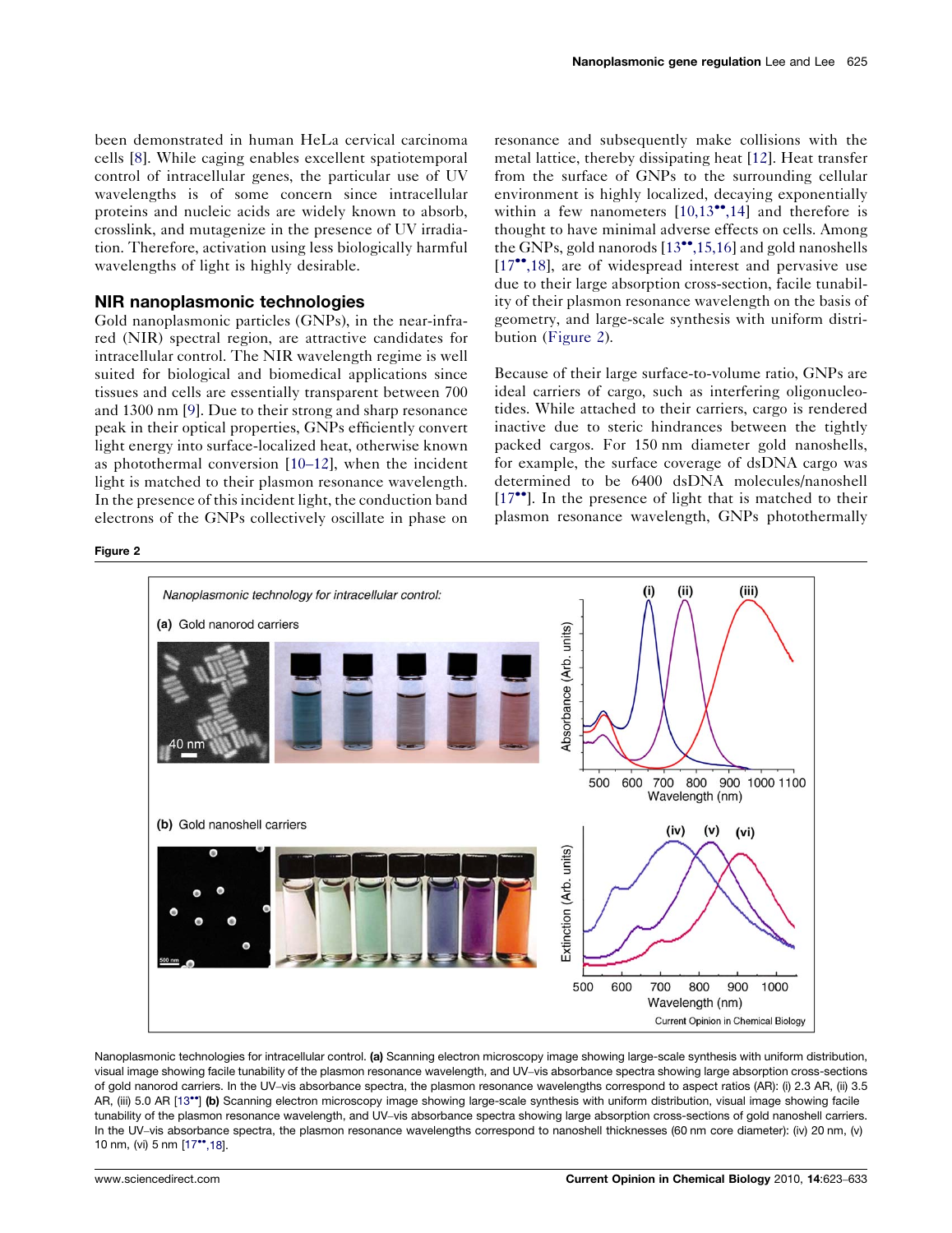been demonstrated in human HeLa cervical carcinoma cells [8]. While caging enables excellent spatiotemporal control of intracellular genes, the particular use of UV wavelengths is of some concern since intracellular proteins and nucleic acids are widely known to absorb, crosslink, and mutagenize in the presence of UV irradiation. Therefore, activation using less biologically harmful wavelengths of light is highly desirable.

## NIR nanoplasmonic technologies

Gold nanoplasmonic particles (GNPs), in the near-infrared (NIR) spectral region, are attractive candidates for intracellular control. The NIR wavelength regime is well suited for biological and biomedical applications since tissues and cells are essentially transparent between 700 and 1300 nm [9]. Due to their strong and sharp resonance peak in their optical properties, GNPs efficiently convert light energy into surface-localized heat, otherwise known as photothermal conversion [10–12], when the incident light is matched to their plasmon resonance wavelength. In the presence of this incident light, the conduction band electrons of the GNPs collectively oscillate in phase on resonance and subsequently make collisions with the metal lattice, thereby dissipating heat [12]. Heat transfer from the surface of GNPs to the surrounding cellular environment is highly localized, decaying exponentially within a few nanometers [10,13••,14] and therefore is thought to have minimal adverse effects on cells. Among the GNPs, gold nanorods [13••,15,16] and gold nanoshells [17••,18], are of widespread interest and pervasive use due to their large absorption cross-section, facile tunability of their plasmon resonance wavelength on the basis of geometry, and large-scale synthesis with uniform distribution (Figure 2).

Because of their large surface-to-volume ratio, GNPs are ideal carriers of cargo, such as interfering oligonucleotides. While attached to their carriers, cargo is rendered inactive due to steric hindrances between the tightly packed cargos. For 150 nm diameter gold nanoshells, for example, the surface coverage of dsDNA cargo was determined to be 6400 dsDNA molecules/nanoshell [17••]. In the presence of light that is matched to their plasmon resonance wavelength, GNPs photothermally

**Figure 2**

Nanoplasmonic technologies for intracellular control. **(a)** Scanning electron microscopy image showing large-scale synthesis with uniform distribution, visual image showing facile tunability of the plasmon resonance wavelength, and UV–vis absorbance spectra showing large absorption cross-sections of gold nanorod carriers. In the UV–vis absorbance spectra, the plasmon resonance wavelengths correspond to aspect ratios (AR): (i) 2.3 AR, (ii) 3.5 AR, (iii) 5.0 AR [13••] **(b)** Scanning electron microscopy image showing large-scale synthesis with uniform distribution, visual image showing facile tunability of the plasmon resonance wavelength, and UV–vis absorbance spectra showing large absorption cross-sections of gold nanoshell carriers. In the UV–vis absorbance spectra, the plasmon resonance wavelengths correspond to nanoshell thicknesses (60 nm core diameter): (iv) 20 nm, (v) 10 nm, (vi) 5 nm [17••,18].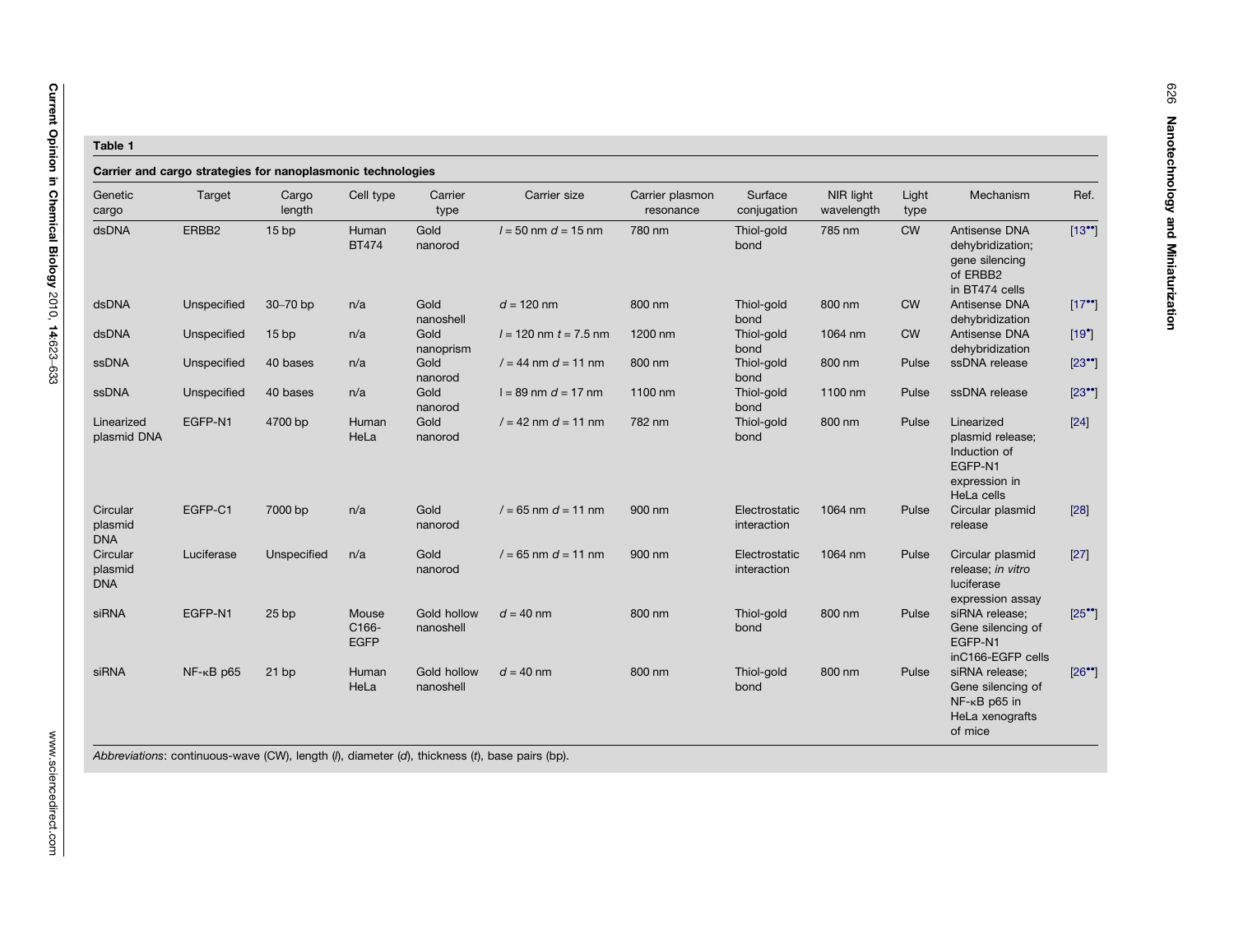**Table 1**

**Carrier and cargo strategies for nanoplasmonic technologies**

| Genetic cargo | Target | Cargo length | Cell type | Carrier type | Carrier size | Carrier plasmon resonance | Surface conjugation | NIR light wavelength | Light type | Mechanism | Ref. |
|---|---|---|---|---|---|---|---|---|---|---|---|
| dsDNA | ERBB2 | 15 bp | Human BT474 | Gold nanorod | *l* = 50 nm *d* = 15 nm | 780 nm | Thiol-gold bond | 785 nm | CW | Antisense DNA dehybridization; gene silencing of ERBB2 in BT474 cells | [13••] |
| dsDNA | Unspecified | 30–70 bp | n/a | Gold nanoshell | *d* = 120 nm | 800 nm | Thiol-gold bond | 800 nm | CW | Antisense DNA dehybridization | [17••] |
| dsDNA | Unspecified | 15 bp | n/a | Gold nanoprism | *l* = 120 nm *t* = 7.5 nm | 1200 nm | Thiol-gold bond | 1064 nm | CW | Antisense DNA dehybridization | [19•] |
| ssDNA | Unspecified | 40 bases | n/a | Gold nanorod | *l* = 44 nm *d* = 11 nm | 800 nm | Thiol-gold bond | 800 nm | Pulse | ssDNA release | [23••] |
| ssDNA | Unspecified | 40 bases | n/a | Gold nanorod | l = 89 nm *d* = 17 nm | 1100 nm | Thiol-gold bond | 1100 nm | Pulse | ssDNA release | [23••] |
| Linearized plasmid DNA | EGFP-N1 | 4700 bp | Human HeLa | Gold nanorod | *l* = 42 nm *d* = 11 nm | 782 nm | Thiol-gold bond | 800 nm | Pulse | Linearized plasmid release; Induction of EGFP-N1 expression in HeLa cells | [24] |
| Circular plasmid DNA | EGFP-C1 | 7000 bp | n/a | Gold nanorod | *l* = 65 nm *d* = 11 nm | 900 nm | Electrostatic interaction | 1064 nm | Pulse | Circular plasmid release | [28] |
| Circular plasmid DNA | Luciferase | Unspecified | n/a | Gold nanorod | *l* = 65 nm *d* = 11 nm | 900 nm | Electrostatic interaction | 1064 nm | Pulse | Circular plasmid release; *in vitro* luciferase expression assay | [27] |
| siRNA | EGFP-N1 | 25 bp | Mouse C166-EGFP | Gold hollow nanoshell | *d* = 40 nm | 800 nm | Thiol-gold bond | 800 nm | Pulse | siRNA release; Gene silencing of EGFP-N1 inC166-EGFP cells | [25••] |
| siRNA | NF-κB p65 | 21 bp | Human HeLa | Gold hollow nanoshell | *d* = 40 nm | 800 nm | Thiol-gold bond | 800 nm | Pulse | siRNA release; Gene silencing of NF-κB p65 in HeLa xenografts of mice | [26••] |

*Abbreviations*: continuous-wave (CW), length (*l*), diameter (*d*), thickness (*t*), base pairs (bp).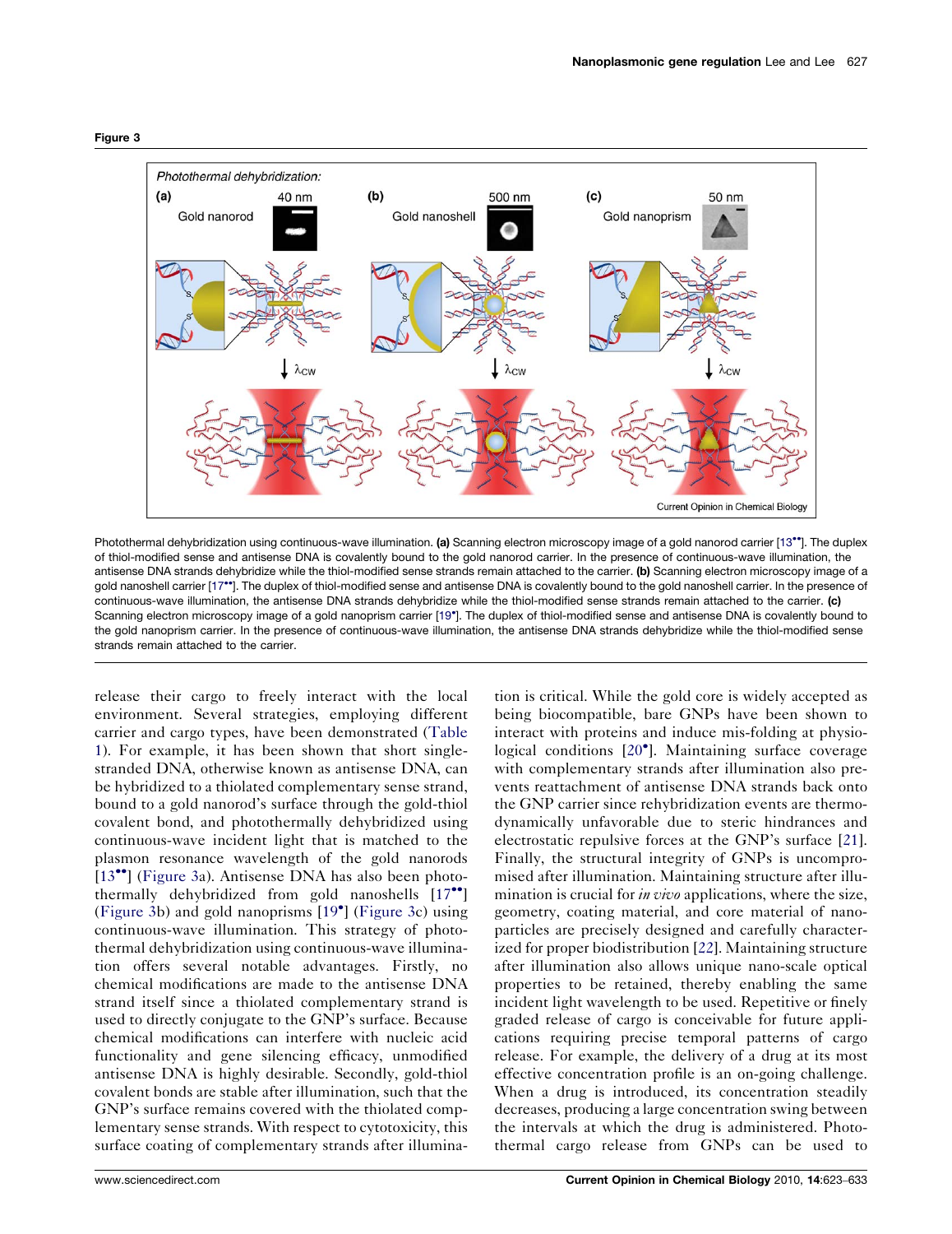**Figure 3**

Photothermal dehybridization using continuous-wave illumination. **(a)** Scanning electron microscopy image of a gold nanorod carrier [13••]. The duplex of thiol-modified sense and antisense DNA is covalently bound to the gold nanorod carrier. In the presence of continuous-wave illumination, the antisense DNA strands dehybridize while the thiol-modified sense strands remain attached to the carrier. **(b)** Scanning electron microscopy image of a gold nanoshell carrier [17••]. The duplex of thiol-modified sense and antisense DNA is covalently bound to the gold nanoshell carrier. In the presence of continuous-wave illumination, the antisense DNA strands dehybridize while the thiol-modified sense strands remain attached to the carrier. **(c)** Scanning electron microscopy image of a gold nanoprism carrier [19•]. The duplex of thiol-modified sense and antisense DNA is covalently bound to the gold nanoprism carrier. In the presence of continuous-wave illumination, the antisense DNA strands dehybridize while the thiol-modified sense strands remain attached to the carrier.

release their cargo to freely interact with the local environment. Several strategies, employing different carrier and cargo types, have been demonstrated (Table 1). For example, it has been shown that short single-stranded DNA, otherwise known as antisense DNA, can be hybridized to a thiolated complementary sense strand, bound to a gold nanorod's surface through the gold-thiol covalent bond, and photothermally dehybridized using continuous-wave incident light that is matched to the plasmon resonance wavelength of the gold nanorods [13••] (Figure 3a). Antisense DNA has also been photothermally dehybridized from gold nanoshells [17••] (Figure 3b) and gold nanoprisms [19•] (Figure 3c) using continuous-wave illumination. This strategy of photothermal dehybridization using continuous-wave illumination offers several notable advantages. Firstly, no chemical modifications are made to the antisense DNA strand itself since a thiolated complementary strand is used to directly conjugate to the GNP's surface. Because chemical modifications can interfere with nucleic acid functionality and gene silencing efficacy, unmodified antisense DNA is highly desirable. Secondly, gold-thiol covalent bonds are stable after illumination, such that the GNP's surface remains covered with the thiolated complementary sense strands. With respect to cytotoxicity, this surface coating of complementary strands after illumination is critical. While the gold core is widely accepted as being biocompatible, bare GNPs have been shown to interact with proteins and induce mis-folding at physiological conditions [20•]. Maintaining surface coverage with complementary strands after illumination also prevents reattachment of antisense DNA strands back onto the GNP carrier since rehybridization events are thermodynamically unfavorable due to steric hindrances and electrostatic repulsive forces at the GNP's surface [21]. Finally, the structural integrity of GNPs is uncompromised after illumination. Maintaining structure after illumination is crucial for *in vivo* applications, where the size, geometry, coating material, and core material of nanoparticles are precisely designed and carefully characterized for proper biodistribution [22]. Maintaining structure after illumination also allows unique nano-scale optical properties to be retained, thereby enabling the same incident light wavelength to be used. Repetitive or finely graded release of cargo is conceivable for future applications requiring precise temporal patterns of cargo release. For example, the delivery of a drug at its most effective concentration profile is an on-going challenge. When a drug is introduced, its concentration steadily decreases, producing a large concentration swing between the intervals at which the drug is administered. Photothermal cargo release from GNPs can be used to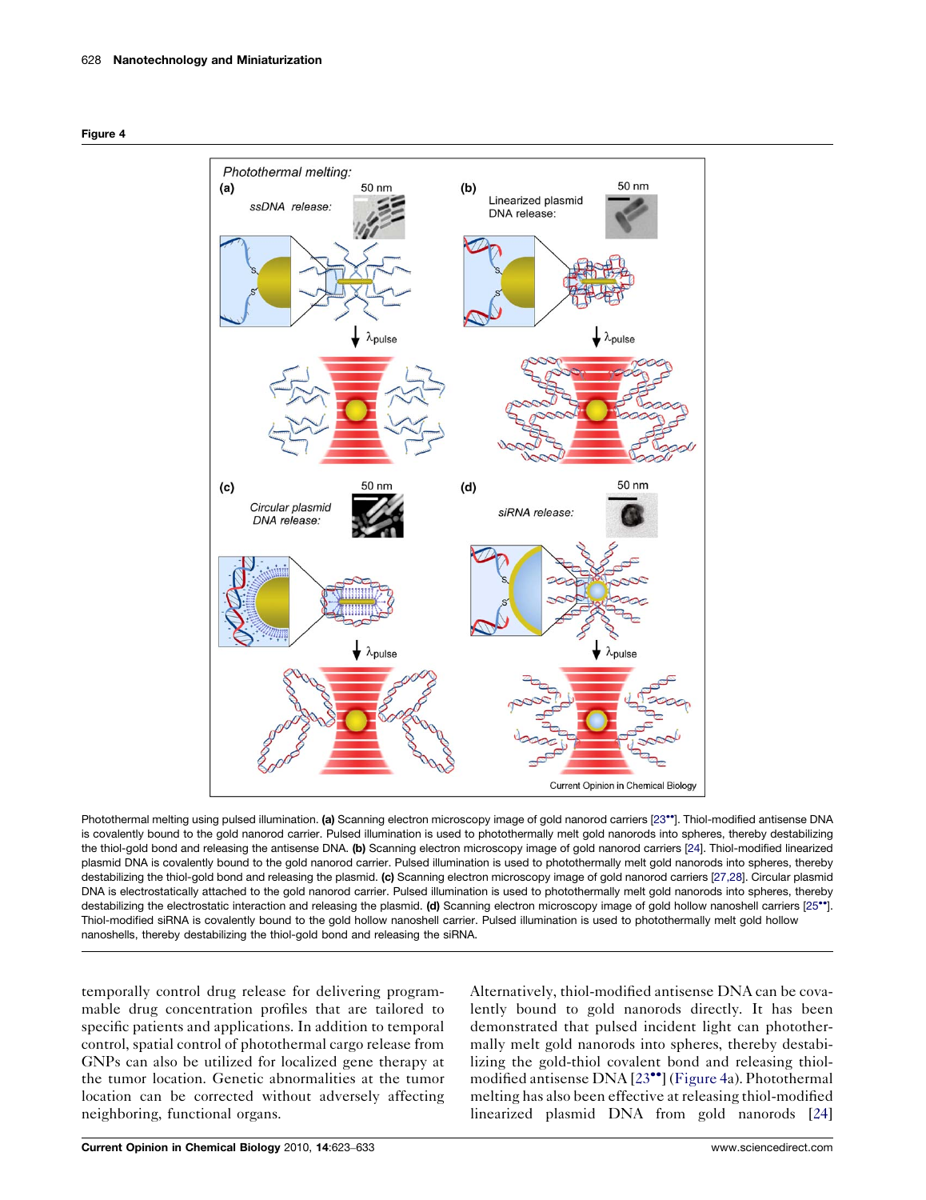**Figure 4**

Photothermal melting using pulsed illumination. **(a)** Scanning electron microscopy image of gold nanorod carriers [23••]. Thiol-modified antisense DNA is covalently bound to the gold nanorod carrier. Pulsed illumination is used to photothermally melt gold nanorods into spheres, thereby destabilizing the thiol-gold bond and releasing the antisense DNA. **(b)** Scanning electron microscopy image of gold nanorod carriers [24]. Thiol-modified linearized plasmid DNA is covalently bound to the gold nanorod carrier. Pulsed illumination is used to photothermally melt gold nanorods into spheres, thereby destabilizing the thiol-gold bond and releasing the plasmid. **(c)** Scanning electron microscopy image of gold nanorod carriers [27,28]. Circular plasmid DNA is electrostatically attached to the gold nanorod carrier. Pulsed illumination is used to photothermally melt gold nanorods into spheres, thereby destabilizing the electrostatic interaction and releasing the plasmid. **(d)** Scanning electron microscopy image of gold hollow nanoshell carriers [25••]. Thiol-modified siRNA is covalently bound to the gold hollow nanoshell carrier. Pulsed illumination is used to photothermally melt gold hollow nanoshells, thereby destabilizing the thiol-gold bond and releasing the siRNA.

temporally control drug release for delivering programmable drug concentration profiles that are tailored to specific patients and applications. In addition to temporal control, spatial control of photothermal cargo release from GNPs can also be utilized for localized gene therapy at the tumor location. Genetic abnormalities at the tumor location can be corrected without adversely affecting neighboring, functional organs.

Alternatively, thiol-modified antisense DNA can be covalently bound to gold nanorods directly. It has been demonstrated that pulsed incident light can photothermally melt gold nanorods into spheres, thereby destabilizing the gold-thiol covalent bond and releasing thiol-modified antisense DNA [23••] (Figure 4a). Photothermal melting has also been effective at releasing thiol-modified linearized plasmid DNA from gold nanorods [24]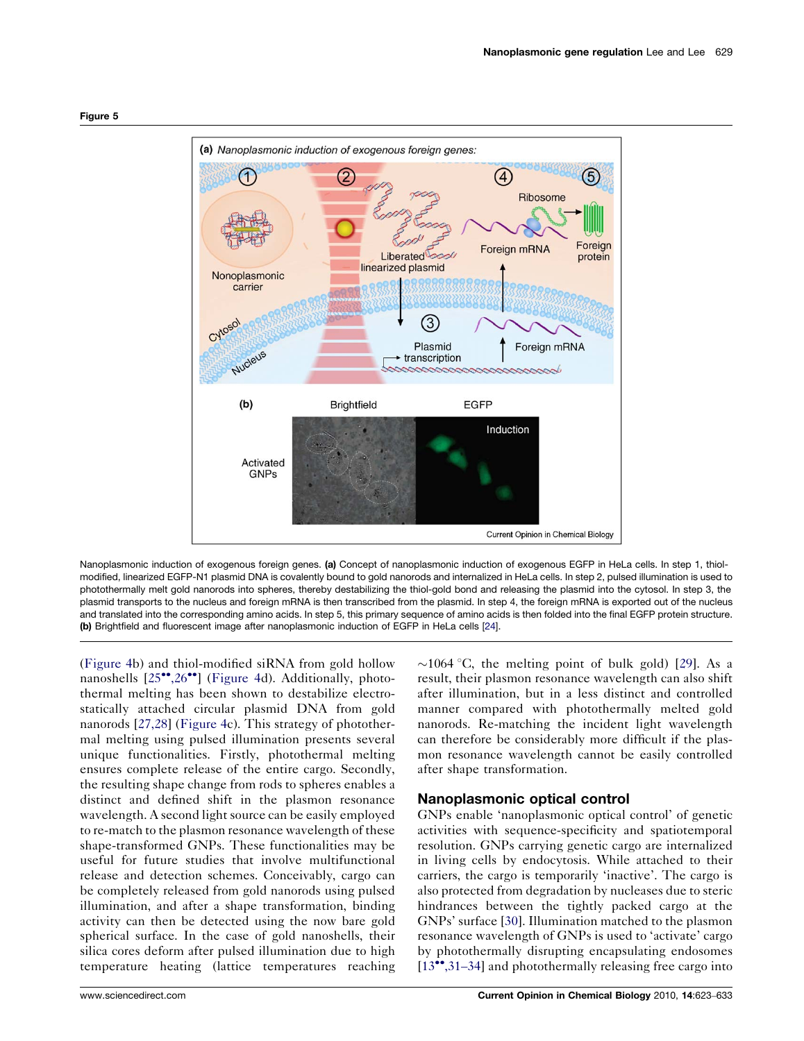Figure 5

Nanoplasmonic induction of exogenous foreign genes. **(a)** Concept of nanoplasmonic induction of exogenous EGFP in HeLa cells. In step 1, thiol-modified, linearized EGFP-N1 plasmid DNA is covalently bound to gold nanorods and internalized in HeLa cells. In step 2, pulsed illumination is used to photothermally melt gold nanorods into spheres, thereby destabilizing the thiol-gold bond and releasing the plasmid into the cytosol. In step 3, the plasmid transports to the nucleus and foreign mRNA is then transcribed from the plasmid. In step 4, the foreign mRNA is exported out of the nucleus and translated into the corresponding amino acids. In step 5, this primary sequence of amino acids is then folded into the final EGFP protein structure. **(b)** Brightfield and fluorescent image after nanoplasmonic induction of EGFP in HeLa cells [24].

(Figure 4b) and thiol-modified siRNA from gold hollow nanoshells [25••,26••] (Figure 4d). Additionally, photothermal melting has been shown to destabilize electrostatically attached circular plasmid DNA from gold nanorods [27,28] (Figure 4c). This strategy of photothermal melting using pulsed illumination presents several unique functionalities. Firstly, photothermal melting ensures complete release of the entire cargo. Secondly, the resulting shape change from rods to spheres enables a distinct and defined shift in the plasmon resonance wavelength. A second light source can be easily employed to re-match to the plasmon resonance wavelength of these shape-transformed GNPs. These functionalities may be useful for future studies that involve multifunctional release and detection schemes. Conceivably, cargo can be completely released from gold nanorods using pulsed illumination, and after a shape transformation, binding activity can then be detected using the now bare gold spherical surface. In the case of gold nanoshells, their silica cores deform after pulsed illumination due to high temperature heating (lattice temperatures reaching ~1064 °C, the melting point of bulk gold) [29]. As a result, their plasmon resonance wavelength can also shift after illumination, but in a less distinct and controlled manner compared with photothermally melted gold nanorods. Re-matching the incident light wavelength can therefore be considerably more difficult if the plasmon resonance wavelength cannot be easily controlled after shape transformation.

## Nanoplasmonic optical control

GNPs enable 'nanoplasmonic optical control' of genetic activities with sequence-specificity and spatiotemporal resolution. GNPs carrying genetic cargo are internalized in living cells by endocytosis. While attached to their carriers, the cargo is temporarily 'inactive'. The cargo is also protected from degradation by nucleases due to steric hindrances between the tightly packed cargo at the GNPs' surface [30]. Illumination matched to the plasmon resonance wavelength of GNPs is used to 'activate' cargo by photothermally disrupting encapsulating endosomes [13••,31–34] and photothermally releasing free cargo into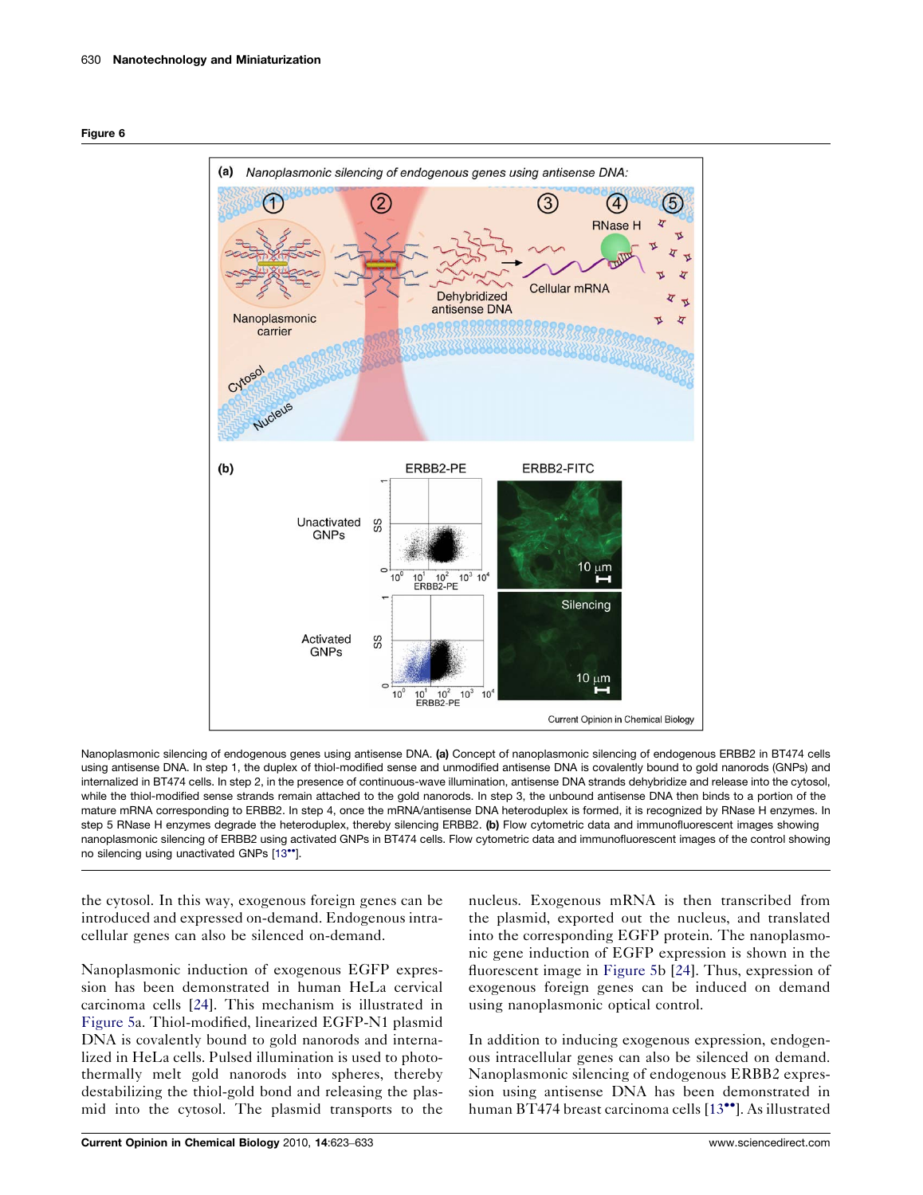**Figure 6**

Nanoplasmonic silencing of endogenous genes using antisense DNA. **(a)** Concept of nanoplasmonic silencing of endogenous ERBB2 in BT474 cells using antisense DNA. In step 1, the duplex of thiol-modified sense and unmodified antisense DNA is covalently bound to gold nanorods (GNPs) and internalized in BT474 cells. In step 2, in the presence of continuous-wave illumination, antisense DNA strands dehybridize and release into the cytosol, while the thiol-modified sense strands remain attached to the gold nanorods. In step 3, the unbound antisense DNA then binds to a portion of the mature mRNA corresponding to ERBB2. In step 4, once the mRNA/antisense DNA heteroduplex is formed, it is recognized by RNase H enzymes. In step 5 RNase H enzymes degrade the heteroduplex, thereby silencing ERBB2. **(b)** Flow cytometric data and immunofluorescent images showing nanoplasmonic silencing of ERBB2 using activated GNPs in BT474 cells. Flow cytometric data and immunofluorescent images of the control showing no silencing using unactivated GNPs [13••].

the cytosol. In this way, exogenous foreign genes can be introduced and expressed on-demand. Endogenous intracellular genes can also be silenced on-demand.

Nanoplasmonic induction of exogenous EGFP expression has been demonstrated in human HeLa cervical carcinoma cells [24]. This mechanism is illustrated in Figure 5a. Thiol-modified, linearized EGFP-N1 plasmid DNA is covalently bound to gold nanorods and internalized in HeLa cells. Pulsed illumination is used to photothermally melt gold nanorods into spheres, thereby destabilizing the thiol-gold bond and releasing the plasmid into the cytosol. The plasmid transports to the nucleus. Exogenous mRNA is then transcribed from the plasmid, exported out the nucleus, and translated into the corresponding EGFP protein. The nanoplasmonic gene induction of EGFP expression is shown in the fluorescent image in Figure 5b [24]. Thus, expression of exogenous foreign genes can be induced on demand using nanoplasmonic optical control.

In addition to inducing exogenous expression, endogenous intracellular genes can also be silenced on demand. Nanoplasmonic silencing of endogenous ERBB2 expression using antisense DNA has been demonstrated in human BT474 breast carcinoma cells [13••]. As illustrated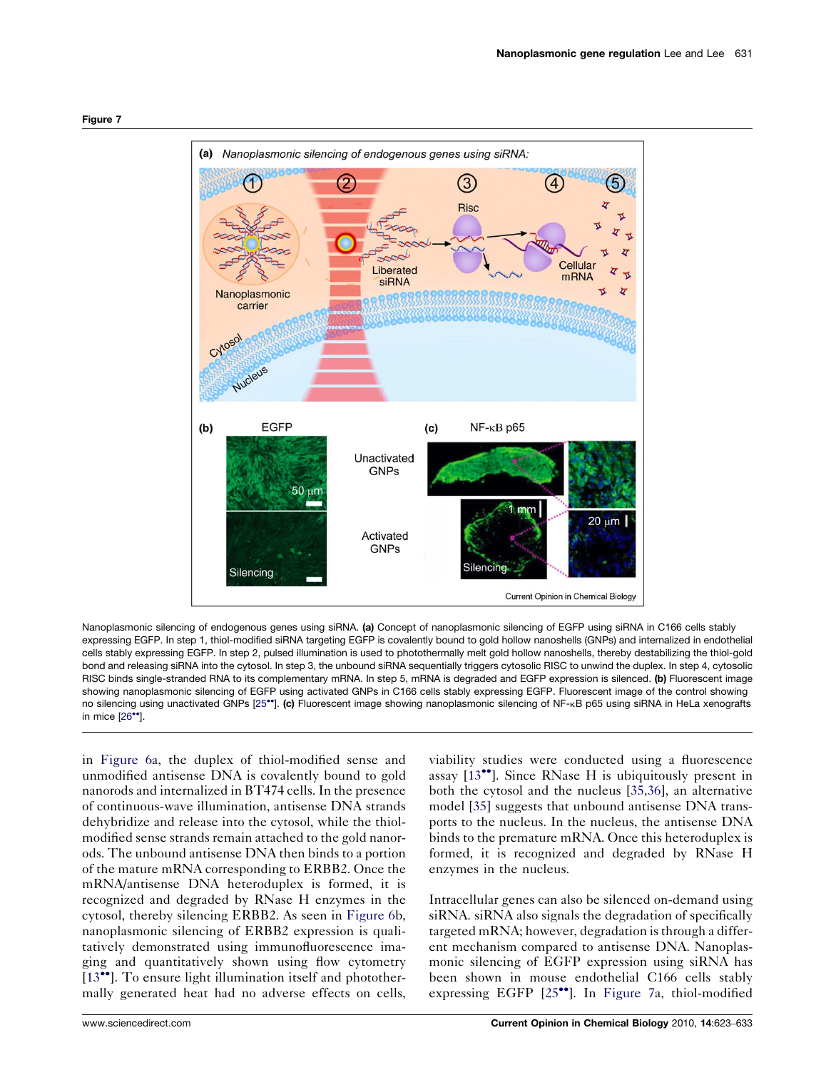**Figure 7**

Nanoplasmonic silencing of endogenous genes using siRNA. **(a)** Concept of nanoplasmonic silencing of EGFP using siRNA in C166 cells stably expressing EGFP. In step 1, thiol-modified siRNA targeting EGFP is covalently bound to gold hollow nanoshells (GNPs) and internalized in endothelial cells stably expressing EGFP. In step 2, pulsed illumination is used to photothermally melt gold hollow nanoshells, thereby destabilizing the thiol-gold bond and releasing siRNA into the cytosol. In step 3, the unbound siRNA sequentially triggers cytosolic RISC to unwind the duplex. In step 4, cytosolic RISC binds single-stranded RNA to its complementary mRNA. In step 5, mRNA is degraded and EGFP expression is silenced. **(b)** Fluorescent image showing nanoplasmonic silencing of EGFP using activated GNPs in C166 cells stably expressing EGFP. Fluorescent image of the control showing no silencing using unactivated GNPs [25••]. **(c)** Fluorescent image showing nanoplasmonic silencing of NF-κB p65 using siRNA in HeLa xenografts in mice [26••].

in Figure 6a, the duplex of thiol-modified sense and unmodified antisense DNA is covalently bound to gold nanorods and internalized in BT474 cells. In the presence of continuous-wave illumination, antisense DNA strands dehybridize and release into the cytosol, while the thiol-modified sense strands remain attached to the gold nanorods. The unbound antisense DNA then binds to a portion of the mature mRNA corresponding to ERBB2. Once the mRNA/antisense DNA heteroduplex is formed, it is recognized and degraded by RNase H enzymes in the cytosol, thereby silencing ERBB2. As seen in Figure 6b, nanoplasmonic silencing of ERBB2 expression is qualitatively demonstrated using immunofluorescence imaging and quantitatively shown using flow cytometry [13••]. To ensure light illumination itself and photothermally generated heat had no adverse effects on cells, viability studies were conducted using a fluorescence assay [13••]. Since RNase H is ubiquitously present in both the cytosol and the nucleus [35,36], an alternative model [35] suggests that unbound antisense DNA transports to the nucleus. In the nucleus, the antisense DNA binds to the premature mRNA. Once this heteroduplex is formed, it is recognized and degraded by RNase H enzymes in the nucleus.

Intracellular genes can also be silenced on-demand using siRNA. siRNA also signals the degradation of specifically targeted mRNA; however, degradation is through a different mechanism compared to antisense DNA. Nanoplasmonic silencing of EGFP expression using siRNA has been shown in mouse endothelial C166 cells stably expressing EGFP [25••]. In Figure 7a, thiol-modified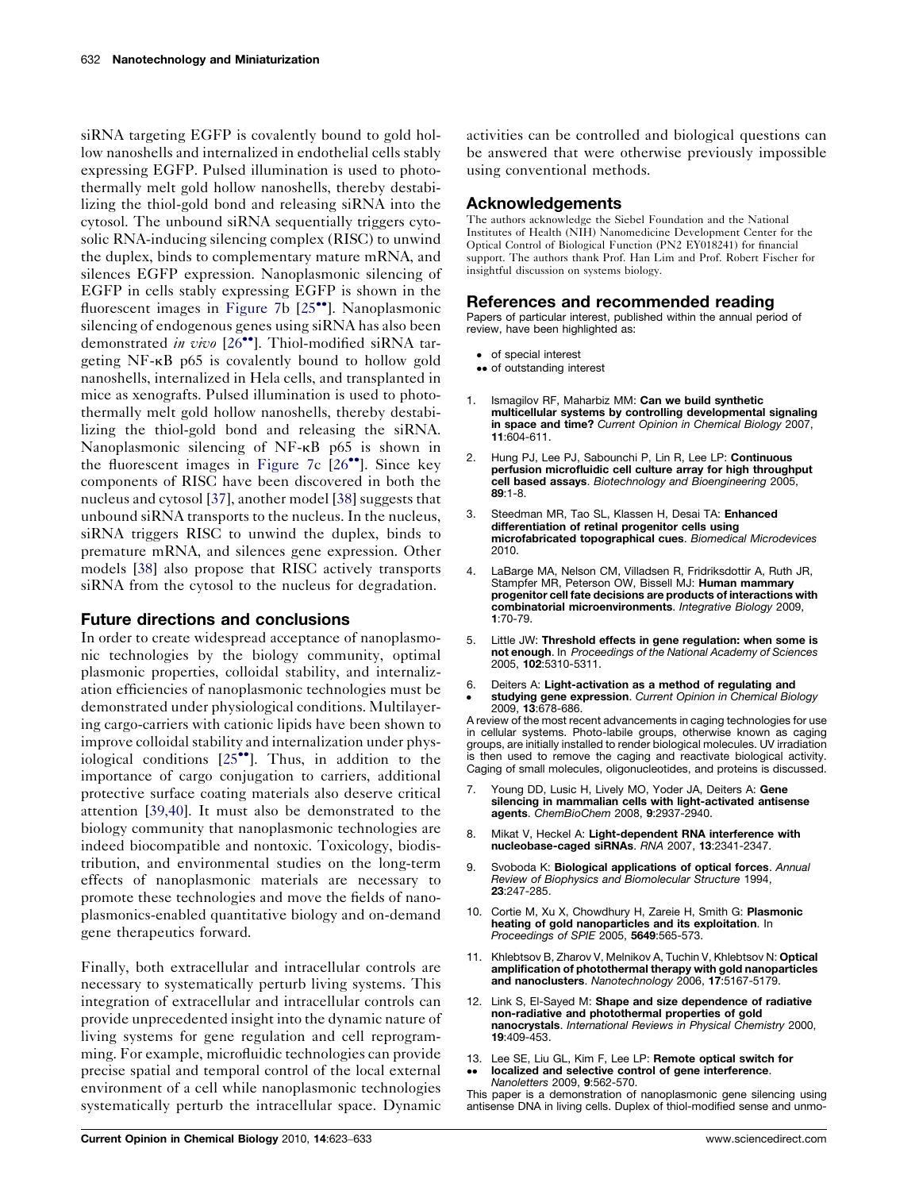siRNA targeting EGFP is covalently bound to gold hollow nanoshells and internalized in endothelial cells stably expressing EGFP. Pulsed illumination is used to photothermally melt gold hollow nanoshells, thereby destabilizing the thiol-gold bond and releasing siRNA into the cytosol. The unbound siRNA sequentially triggers cytosolic RNA-inducing silencing complex (RISC) to unwind the duplex, binds to complementary mature mRNA, and silences EGFP expression. Nanoplasmonic silencing of EGFP in cells stably expressing EGFP is shown in the fluorescent images in Figure 7b [25••]. Nanoplasmonic silencing of endogenous genes using siRNA has also been demonstrated *in vivo* [26••]. Thiol-modified siRNA targeting NF-κB p65 is covalently bound to hollow gold nanoshells, internalized in Hela cells, and transplanted in mice as xenografts. Pulsed illumination is used to photothermally melt gold hollow nanoshells, thereby destabilizing the thiol-gold bond and releasing the siRNA. Nanoplasmonic silencing of NF-κB p65 is shown in the fluorescent images in Figure 7c [26••]. Since key components of RISC have been discovered in both the nucleus and cytosol [37], another model [38] suggests that unbound siRNA transports to the nucleus. In the nucleus, siRNA triggers RISC to unwind the duplex, binds to premature mRNA, and silences gene expression. Other models [38] also propose that RISC actively transports siRNA from the cytosol to the nucleus for degradation.

## Future directions and conclusions

In order to create widespread acceptance of nanoplasmonic technologies by the biology community, optimal plasmonic properties, colloidal stability, and internalization efficiencies of nanoplasmonic technologies must be demonstrated under physiological conditions. Multilayering cargo-carriers with cationic lipids have been shown to improve colloidal stability and internalization under physiological conditions [25••]. Thus, in addition to the importance of cargo conjugation to carriers, additional protective surface coating materials also deserve critical attention [39,40]. It must also be demonstrated to the biology community that nanoplasmonic technologies are indeed biocompatible and nontoxic. Toxicology, biodistribution, and environmental studies on the long-term effects of nanoplasmonic materials are necessary to promote these technologies and move the fields of nanoplasmonics-enabled quantitative biology and on-demand gene therapeutics forward.

Finally, both extracellular and intracellular controls are necessary to systematically perturb living systems. This integration of extracellular and intracellular controls can provide unprecedented insight into the dynamic nature of living systems for gene regulation and cell reprogramming. For example, microfluidic technologies can provide precise spatial and temporal control of the local external environment of a cell while nanoplasmonic technologies systematically perturb the intracellular space. Dynamic activities can be controlled and biological questions can be answered that were otherwise previously impossible using conventional methods.

## Acknowledgements

The authors acknowledge the Siebel Foundation and the National Institutes of Health (NIH) Nanomedicine Development Center for the Optical Control of Biological Function (PN2 EY018241) for financial support. The authors thank Prof. Han Lim and Prof. Robert Fischer for insightful discussion on systems biology.

## References and recommended reading

Papers of particular interest, published within the annual period of review, have been highlighted as:

- • of special interest
- •• of outstanding interest

1. Ismagilov RF, Maharbiz MM: **Can we build synthetic multicellular systems by controlling developmental signaling in space and time?** *Current Opinion in Chemical Biology* 2007, **11**:604-611.

2. Hung PJ, Lee PJ, Sabounchi P, Lin R, Lee LP: **Continuous perfusion microfluidic cell culture array for high throughput cell based assays**. *Biotechnology and Bioengineering* 2005, **89**:1-8.

3. Steedman MR, Tao SL, Klassen H, Desai TA: **Enhanced differentiation of retinal progenitor cells using microfabricated topographical cues**. *Biomedical Microdevices* 2010.

4. LaBarge MA, Nelson CM, Villadsen R, Fridriksdottir A, Ruth JR, Stampfer MR, Peterson OW, Bissell MJ: **Human mammary progenitor cell fate decisions are products of interactions with combinatorial microenvironments**. *Integrative Biology* 2009, **1**:70-79.

5. Little JW: **Threshold effects in gene regulation: when some is not enough**. In *Proceedings of the National Academy of Sciences* 2005, **102**:5310-5311.

6. • Deiters A: **Light-activation as a method of regulating and studying gene expression**. *Current Opinion in Chemical Biology* 2009, **13**:678-686.

A review of the most recent advancements in caging technologies for use in cellular systems. Photo-labile groups, otherwise known as caging groups, are initially installed to render biological molecules. UV irradiation is then used to remove the caging and reactivate biological activity. Caging of small molecules, oligonucleotides, and proteins is discussed.

7. Young DD, Lusic H, Lively MO, Yoder JA, Deiters A: **Gene silencing in mammalian cells with light-activated antisense agents**. *ChemBioChem* 2008, **9**:2937-2940.

8. Mikat V, Heckel A: **Light-dependent RNA interference with nucleobase-caged siRNAs**. *RNA* 2007, **13**:2341-2347.

9. Svoboda K: **Biological applications of optical forces**. *Annual Review of Biophysics and Biomolecular Structure* 1994, **23**:247-285.

10. Cortie M, Xu X, Chowdhury H, Zareie H, Smith G: **Plasmonic heating of gold nanoparticles and its exploitation**. In *Proceedings of SPIE* 2005, **5649**:565-573.

11. Khlebtsov B, Zharov V, Melnikov A, Tuchin V, Khlebtsov N: **Optical amplification of photothermal therapy with gold nanoparticles and nanoclusters**. *Nanotechnology* 2006, **17**:5167-5179.

12. Link S, El-Sayed M: **Shape and size dependence of radiative non-radiative and photothermal properties of gold nanocrystals**. *International Reviews in Physical Chemistry* 2000, **19**:409-453.

13. •• Lee SE, Liu GL, Kim F, Lee LP: **Remote optical switch for localized and selective control of gene interference**. *Nanoletters* 2009, **9**:562-570.

This paper is a demonstration of nanoplasmonic gene silencing using antisense DNA in living cells. Duplex of thiol-modified sense and unmo-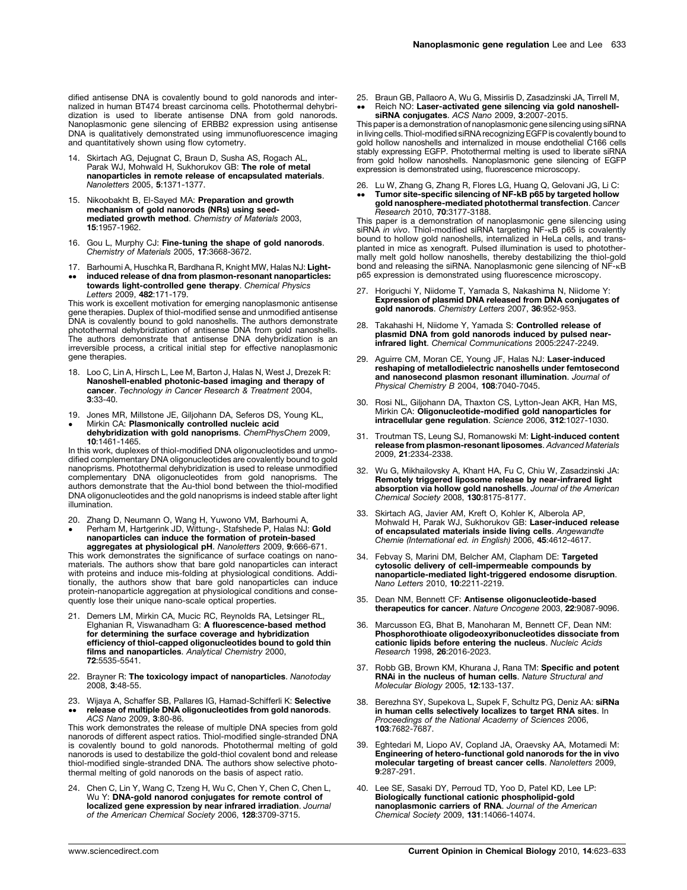dified antisense DNA is covalently bound to gold nanorods and internalized in human BT474 breast carcinoma cells. Photothermal dehybridization is used to liberate antisense DNA from gold nanorods. Nanoplasmonic gene silencing of ERBB2 expression using antisense DNA is qualitatively demonstrated using immunofluorescence imaging and quantitatively shown using flow cytometry.

14. Skirtach AG, Dejugnat C, Braun D, Susha AS, Rogach AL, Parak WJ, Mohwald H, Sukhorukov GB: **The role of metal nanoparticles in remote release of encapsulated materials**. *Nanoletters* 2005, **5**:1371-1377.

15. Nikoobakht B, El-Sayed MA: **Preparation and growth mechanism of gold nanorods (NRs) using seed-mediated growth method**. *Chemistry of Materials* 2003, **15**:1957-1962.

16. Gou L, Murphy CJ: **Fine-tuning the shape of gold nanorods**. *Chemistry of Materials* 2005, **17**:3668-3672.

17. •• Barhoumi A, Huschka R, Bardhana R, Knight MW, Halas NJ: **Light-induced release of dna from plasmon-resonant nanoparticles: towards light-controlled gene therapy**. *Chemical Physics Letters* 2009, **482**:171-179.

This work is excellent motivation for emerging nanoplasmonic antisense gene therapies. Duplex of thiol-modified sense and unmodified antisense DNA is covalently bound to gold nanoshells. The authors demonstrate photothermal dehybridization of antisense DNA from gold nanoshells. The authors demonstrate that antisense DNA dehybridization is an irreversible process, a critical initial step for effective nanoplasmonic gene therapies.

18. Loo C, Lin A, Hirsch L, Lee M, Barton J, Halas N, West J, Drezek R: **Nanoshell-enabled photonic-based imaging and therapy of cancer**. *Technology in Cancer Research & Treatment* 2004, **3**:33-40.

19. • Jones MR, Millstone JE, Giljohann DA, Seferos DS, Young KL, Mirkin CA: **Plasmonically controlled nucleic acid dehybridization with gold nanoprisms**. *ChemPhysChem* 2009, **10**:1461-1465.

In this work, duplexes of thiol-modified DNA oligonucleotides and unmodified complementary DNA oligonucleotides are covalently bound to gold nanoprisms. Photothermal dehybridization is used to release unmodified complementary DNA oligonucleotides from gold nanoprisms. The authors demonstrate that the Au-thiol bond between the thiol-modified DNA oligonucleotides and the gold nanoprisms is indeed stable after light illumination.

20. • Zhang D, Neumann O, Wang H, Yuwono VM, Barhoumi A, Perham M, Hartgerink JD, Wittung-, Stafshede P, Halas NJ: **Gold nanoparticles can induce the formation of protein-based aggregates at physiological pH**. *Nanoletters* 2009, **9**:666-671.

This work demonstrates the significance of surface coatings on nanomaterials. The authors show that bare gold nanoparticles can interact with proteins and induce mis-folding at physiological conditions. Additionally, the authors show that bare gold nanoparticles can induce protein-nanoparticle aggregation at physiological conditions and consequently lose their unique nano-scale optical properties.

21. Demers LM, Mirkin CA, Mucic RC, Reynolds RA, Letsinger RL, Elghanian R, Viswanadham G: **A fluorescence-based method for determining the surface coverage and hybridization efficiency of thiol-capped oligonucleotides bound to gold thin films and nanoparticles**. *Analytical Chemistry* 2000, **72**:5535-5541.

22. Brayner R: **The toxicology impact of nanoparticles**. *Nanotoday* 2008, **3**:48-55.

23. •• Wijaya A, Schaffer SB, Pallares IG, Hamad-Schifferli K: **Selective release of multiple DNA oligonucleotides from gold nanorods**. *ACS Nano* 2009, **3**:80-86.

This work demonstrates the release of multiple DNA species from gold nanorods of different aspect ratios. Thiol-modified single-stranded DNA is covalently bound to gold nanorods. Photothermal melting of gold nanorods is used to destabilize the gold-thiol covalent bond and release thiol-modified single-stranded DNA. The authors show selective photothermal melting of gold nanorods on the basis of aspect ratio.

24. Chen C, Lin Y, Wang C, Tzeng H, Wu C, Chen Y, Chen C, Chen L, Wu Y: **DNA-gold nanorod conjugates for remote control of localized gene expression by near infrared irradiation**. *Journal of the American Chemical Society* 2006, **128**:3709-3715.

25. •• Braun GB, Pallaoro A, Wu G, Missirlis D, Zasadzinski JA, Tirrell M, Reich NO: **Laser-activated gene silencing via gold nanoshell-siRNA conjugates**. *ACS Nano* 2009, **3**:2007-2015.

This paper is a demonstration of nanoplasmonic gene silencing using siRNA in living cells. Thiol-modified siRNA recognizing EGFP is covalently bound to gold hollow nanoshells and internalized in mouse endothelial C166 cells stably expressing EGFP. Photothermal melting is used to liberate siRNA from gold hollow nanoshells. Nanoplasmonic gene silencing of EGFP expression is demonstrated using fluorescence microscopy.

26. •• Lu W, Zhang G, Zhang R, Flores LG, Huang Q, Gelovani JG, Li C: **Tumor site-specific silencing of NF-kB p65 by targeted hollow gold nanosphere-mediated photothermal transfection**. *Cancer Research* 2010, **70**:3177-3188.

This paper is a demonstration of nanoplasmonic gene silencing using siRNA *in vivo*. Thiol-modified siRNA targeting NF-κB p65 is covalently bound to hollow gold nanoshells, internalized in HeLa cells, and transplanted in mice as xenograft. Pulsed illumination is used to photothermally melt gold hollow nanoshells, thereby destabilizing the thiol-gold bond and releasing the siRNA. Nanoplasmonic gene silencing of NF-κB p65 expression is demonstrated using fluorescence microscopy.

27. Horiguchi Y, Niidome T, Yamada S, Nakashima N, Niidome Y: **Expression of plasmid DNA released from DNA conjugates of gold nanorods**. *Chemistry Letters* 2007, **36**:952-953.

28. Takahashi H, Niidome Y, Yamada S: **Controlled release of plasmid DNA from gold nanorods induced by pulsed near-infrared light**. *Chemical Communications* 2005:2247-2249.

29. Aguirre CM, Moran CE, Young JF, Halas NJ: **Laser-induced reshaping of metallodielectric nanoshells under femtosecond and nanosecond plasmon resonant illumination**. *Journal of Physical Chemistry B* 2004, **108**:7040-7045.

30. Rosi NL, Giljohann DA, Thaxton CS, Lytton-Jean AKR, Han MS, Mirkin CA: **Oligonucleotide-modified gold nanoparticles for intracellular gene regulation**. *Science* 2006, **312**:1027-1030.

31. Troutman TS, Leung SJ, Romanowski M: **Light-induced content release from plasmon-resonant liposomes**. *Advanced Materials* 2009, **21**:2334-2338.

32. Wu G, Mikhailovsky A, Khant HA, Fu C, Chiu W, Zasadzinski JA: **Remotely triggered liposome release by near-infrared light absorption via hollow gold nanoshells**. *Journal of the American Chemical Society* 2008, **130**:8175-8177.

33. Skirtach AG, Javier AM, Kreft O, Kohler K, Alberola AP, Mohwald H, Parak WJ, Sukhorukov GB: **Laser-induced release of encapsulated materials inside living cells**. *Angewandte Chemie (International ed. in English)* 2006, **45**:4612-4617.

34. Febvay S, Marini DM, Belcher AM, Clapham DE: **Targeted cytosolic delivery of cell-impermeable compounds by nanoparticle-mediated light-triggered endosome disruption**. *Nano Letters* 2010, **10**:2211-2219.

35. Dean NM, Bennett CF: **Antisense oligonucleotide-based therapeutics for cancer**. *Nature Oncogene* 2003, **22**:9087-9096.

36. Marcusson EG, Bhat B, Manoharan M, Bennett CF, Dean NM: **Phosphorothioate oligodeoxyribonucleotides dissociate from cationic lipids before entering the nucleus**. *Nucleic Acids Research* 1998, **26**:2016-2023.

37. Robb GB, Brown KM, Khurana J, Rana TM: **Specific and potent RNAi in the nucleus of human cells**. *Nature Structural and Molecular Biology* 2005, **12**:133-137.

38. Berezhna SY, Supekova L, Supek F, Schultz PG, Deniz AA: **siRNa in human cells selectively localizes to target RNA sites**. In *Proceedings of the National Academy of Sciences* 2006, **103**:7682-7687.

39. Eghtedari M, Liopo AV, Copland JA, Oraevsky AA, Motamedi M: **Engineering of hetero-functional gold nanorods for the in vivo molecular targeting of breast cancer cells**. *Nanoletters* 2009, **9**:287-291.

40. Lee SE, Sasaki DY, Perroud TD, Yoo D, Patel KD, Lee LP: **Biologically functional cationic phospholipid-gold nanoplasmonic carriers of RNA**. *Journal of the American Chemical Society* 2009, **131**:14066-14074.